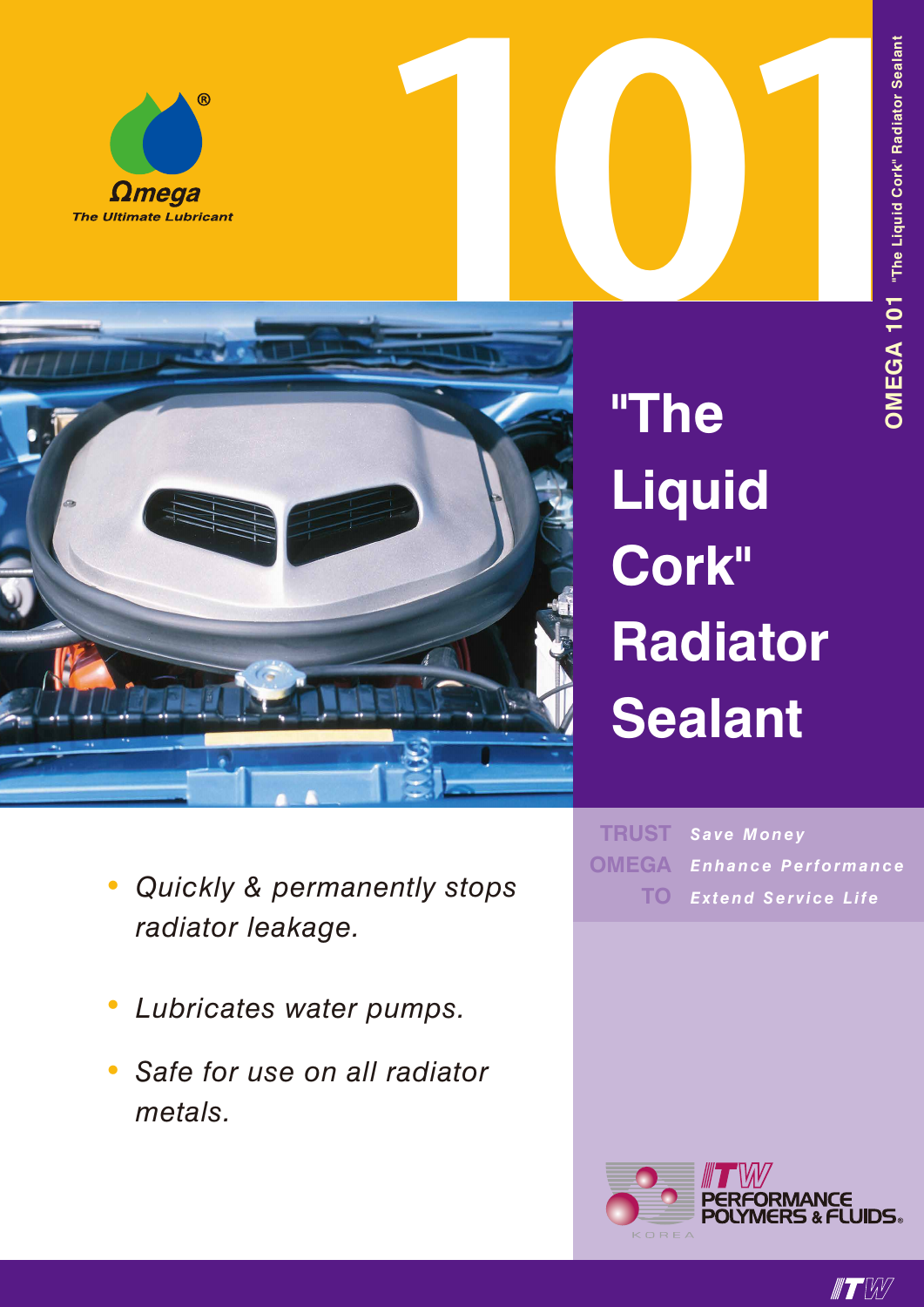Ωmega®

The Ultimate Lubricant

# 101

OMEGA 101 "The Liquid Cork" Radiator Sealant

# "The Liquid Cork" Radiator Sealant

- *Quickly & permanently stops radiator leakage.*
- *Lubricates water pumps.*
- *Safe for use on all radiator metals.*

| | |
|---|---|
| TRUST | *Save Money* |
| OMEGA | *Enhance Performance* |
| TO | *Extend Service Life* |

ITW PERFORMANCE POLYMERS & FLUIDS

KOREA

ITW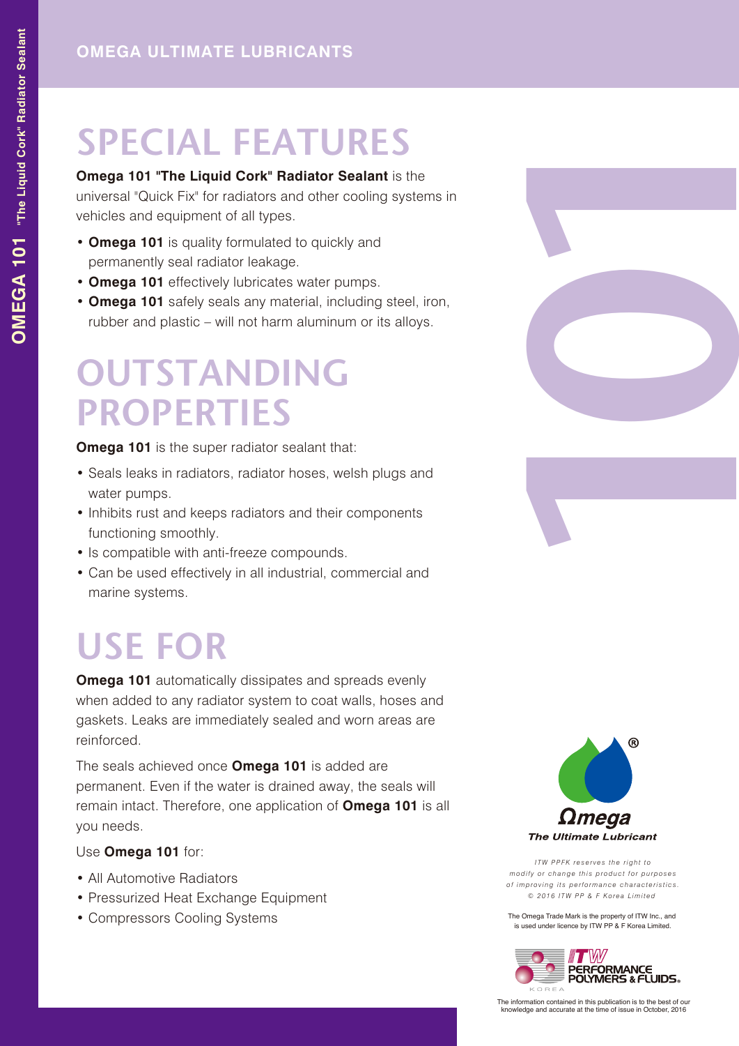OMEGA ULTIMATE LUBRICANTS

# SPECIAL FEATURES

**Omega 101 "The Liquid Cork" Radiator Sealant** is the universal "Quick Fix" for radiators and other cooling systems in vehicles and equipment of all types.

- **Omega 101** is quality formulated to quickly and permanently seal radiator leakage.
- **Omega 101** effectively lubricates water pumps.
- **Omega 101** safely seals any material, including steel, iron, rubber and plastic – will not harm aluminum or its alloys.

# OUTSTANDING PROPERTIES

**Omega 101** is the super radiator sealant that:

- Seals leaks in radiators, radiator hoses, welsh plugs and water pumps.
- Inhibits rust and keeps radiators and their components functioning smoothly.
- Is compatible with anti-freeze compounds.
- Can be used effectively in all industrial, commercial and marine systems.

# USE FOR

**Omega 101** automatically dissipates and spreads evenly when added to any radiator system to coat walls, hoses and gaskets. Leaks are immediately sealed and worn areas are reinforced.

The seals achieved once **Omega 101** is added are permanent. Even if the water is drained away, the seals will remain intact. Therefore, one application of **Omega 101** is all you needs.

Use **Omega 101** for:

- All Automotive Radiators
- Pressurized Heat Exchange Equipment
- Compressors Cooling Systems

Ωmega®
*The Ultimate Lubricant*

*ITW PPFK reserves the right to modify or change this product for purposes of improving its performance characteristics. © 2016 ITW PP & F Korea Limited*

The Omega Trade Mark is the property of ITW Inc., and is used under licence by ITW PP & F Korea Limited.

ITW PERFORMANCE POLYMERS & FLUIDS. KOREA

The information contained in this publication is to the best of our knowledge and accurate at the time of issue in October, 2016